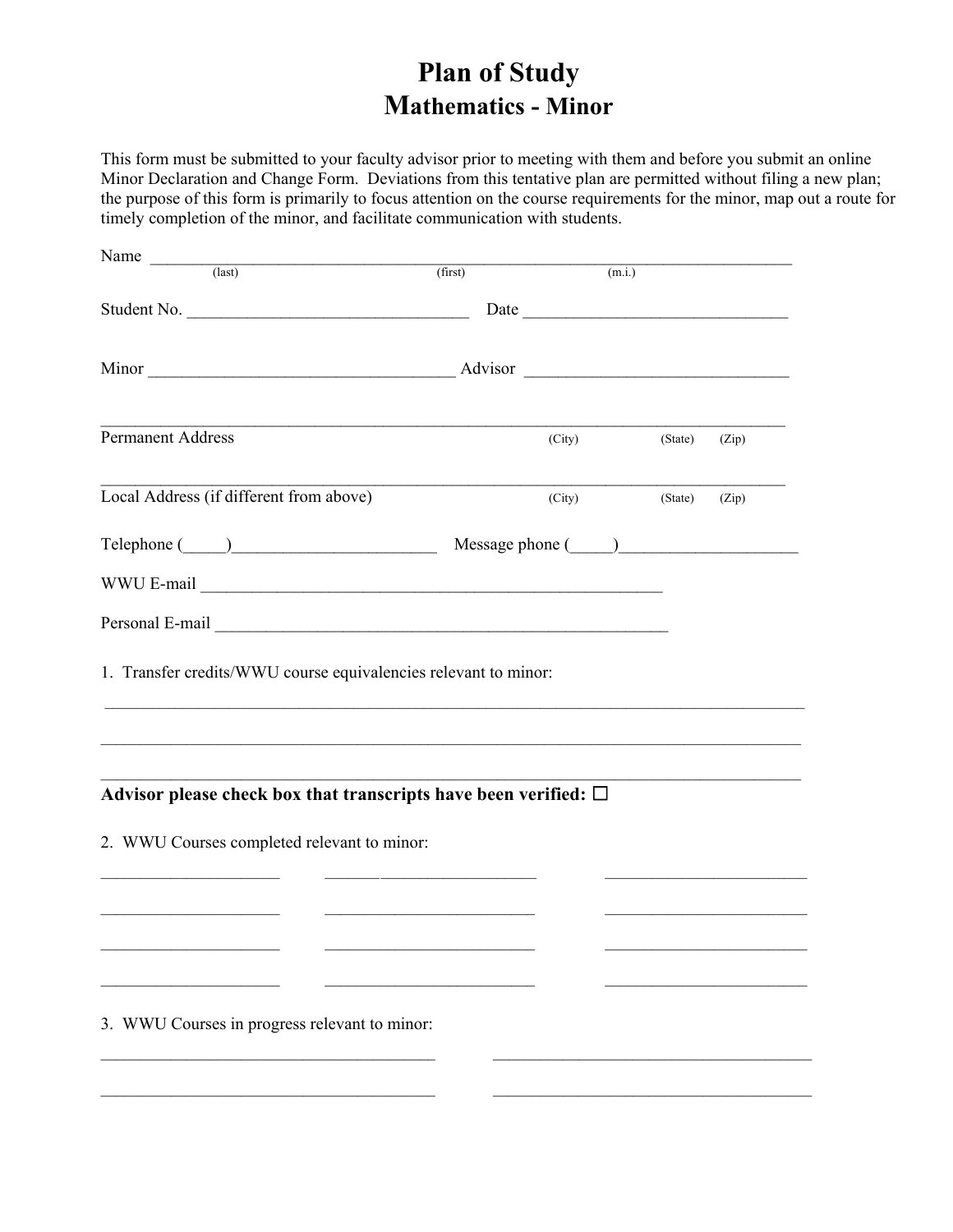# Plan of Study
## Mathematics - Minor

This form must be submitted to your faculty advisor prior to meeting with them and before you submit an online Minor Declaration and Change Form. Deviations from this tentative plan are permitted without filing a new plan; the purpose of this form is primarily to focus attention on the course requirements for the minor, map out a route for timely completion of the minor, and facilitate communication with students.

Name ____________________________________________________________________________
(last) (first) (m.i.)

Student No. _________________________________ Date _______________________________

Minor ___________________________________ Advisor ______________________________

_________________________________________________________________________________
Permanent Address (City) (State) (Zip)

_________________________________________________________________________________
Local Address (if different from above) (City) (State) (Zip)

Telephone (_____)________________________ Message phone (_____)_____________________

WWU E-mail ______________________________________________________

Personal E-mail ______________________________________________________

1. Transfer credits/WWU course equivalencies relevant to minor:

_________________________________________________________________________________

_________________________________________________________________________________

_________________________________________________________________________________

**Advisor please check box that transcripts have been verified: ☐**

2. WWU Courses completed relevant to minor:

_____________________ _________________________ ________________________

_____________________ _________________________ ________________________

_____________________ _________________________ ________________________

_____________________ _________________________ ________________________

3. WWU Courses in progress relevant to minor:

_______________________________________ ______________________________________

_______________________________________ ______________________________________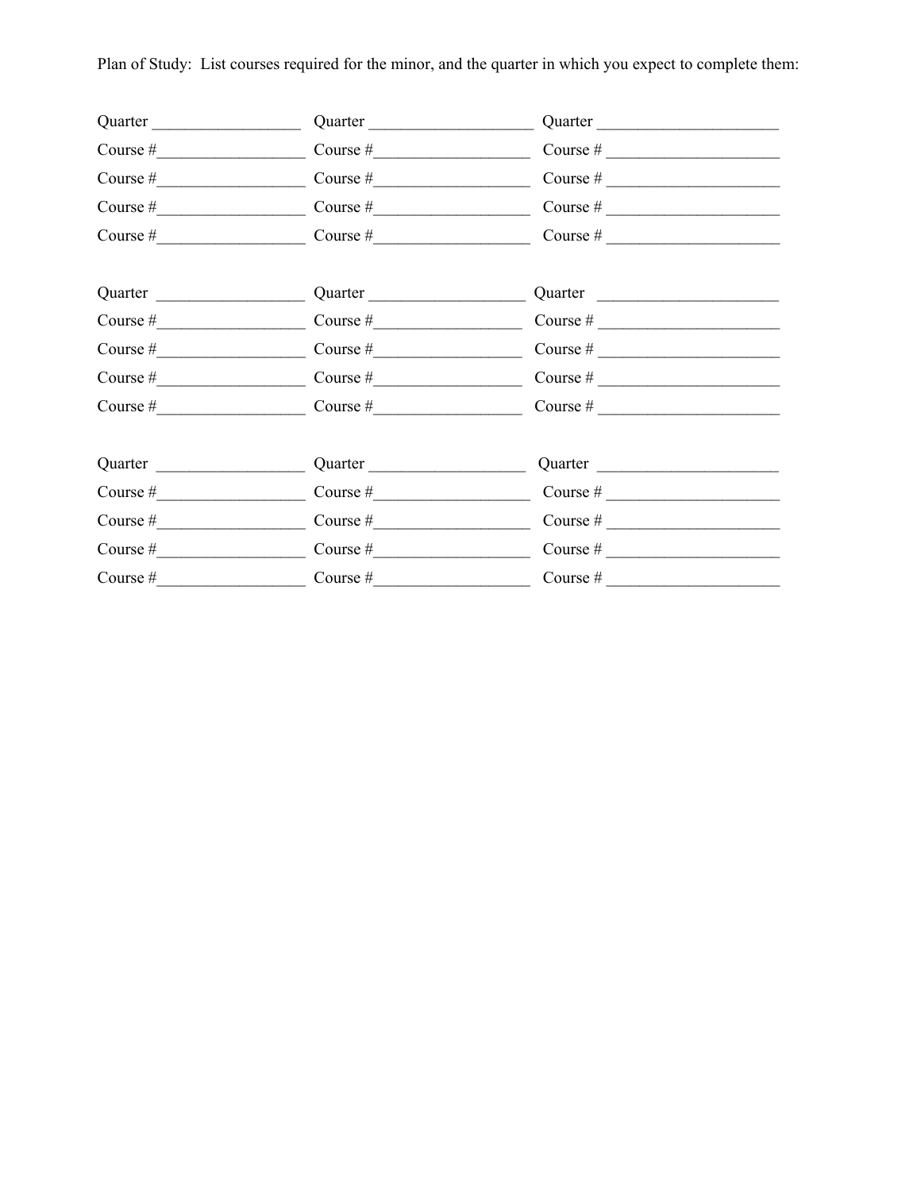Plan of Study:  List courses required for the minor, and the quarter in which you expect to complete them:

Quarter __________________ Quarter ____________________ Quarter ______________________

Course #__________________ Course #___________________ Course # _____________________

Course #__________________ Course #___________________ Course # _____________________

Course #__________________ Course #___________________ Course # _____________________

Course #__________________ Course #___________________ Course # _____________________

Quarter __________________ Quarter ___________________ Quarter ______________________

Course #__________________ Course #__________________ Course # ______________________

Course #__________________ Course #__________________ Course # ______________________

Course #__________________ Course #__________________ Course # ______________________

Course #__________________ Course #__________________ Course # ______________________

Quarter __________________ Quarter ___________________ Quarter ______________________

Course #__________________ Course #___________________ Course # _____________________

Course #__________________ Course #___________________ Course # _____________________

Course #__________________ Course #___________________ Course # _____________________

Course #__________________ Course #___________________ Course # _____________________